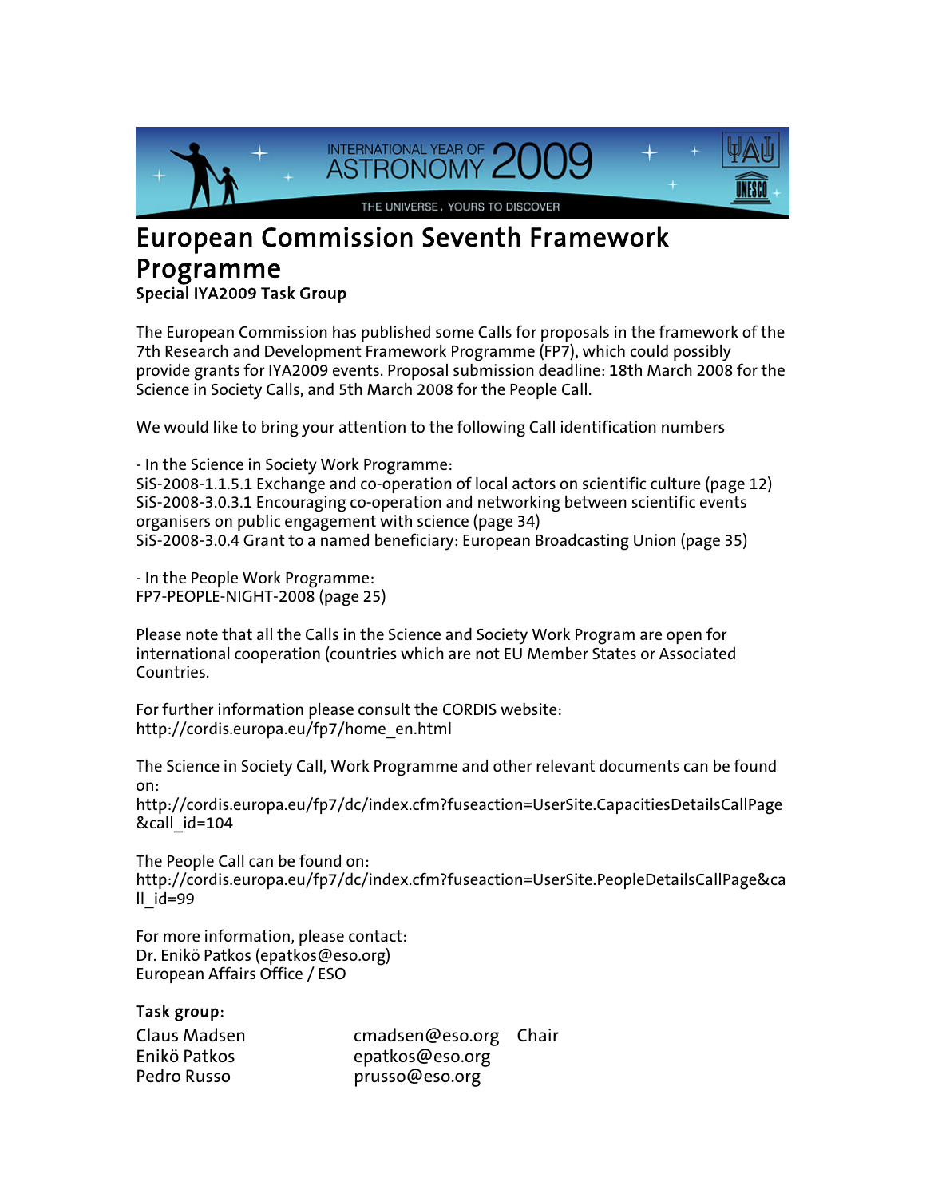# European Commission Seventh Framework Programme

## Special IYA2009 Task Group

The European Commission has published some Calls for proposals in the framework of the 7th Research and Development Framework Programme (FP7), which could possibly provide grants for IYA2009 events. Proposal submission deadline: 18th March 2008 for the Science in Society Calls, and 5th March 2008 for the People Call.

We would like to bring your attention to the following Call identification numbers

- In the Science in Society Work Programme:
SiS-2008-1.1.5.1 Exchange and co-operation of local actors on scientific culture (page 12)
SiS-2008-3.0.3.1 Encouraging co-operation and networking between scientific events organisers on public engagement with science (page 34)
SiS-2008-3.0.4 Grant to a named beneficiary: European Broadcasting Union (page 35)

- In the People Work Programme:
FP7-PEOPLE-NIGHT-2008 (page 25)

Please note that all the Calls in the Science and Society Work Program are open for international cooperation (countries which are not EU Member States or Associated Countries.

For further information please consult the CORDIS website:
http://cordis.europa.eu/fp7/home_en.html

The Science in Society Call, Work Programme and other relevant documents can be found on:
http://cordis.europa.eu/fp7/dc/index.cfm?fuseaction=UserSite.CapacitiesDetailsCallPage&call_id=104

The People Call can be found on:
http://cordis.europa.eu/fp7/dc/index.cfm?fuseaction=UserSite.PeopleDetailsCallPage&call_id=99

For more information, please contact:
Dr. Enikö Patkos (epatkos@eso.org)
European Affairs Office / ESO

**Task group:**

| | | |
|---|---|---|
| Claus Madsen | cmadsen@eso.org | Chair |
| Enikö Patkos | epatkos@eso.org | |
| Pedro Russo | prusso@eso.org | |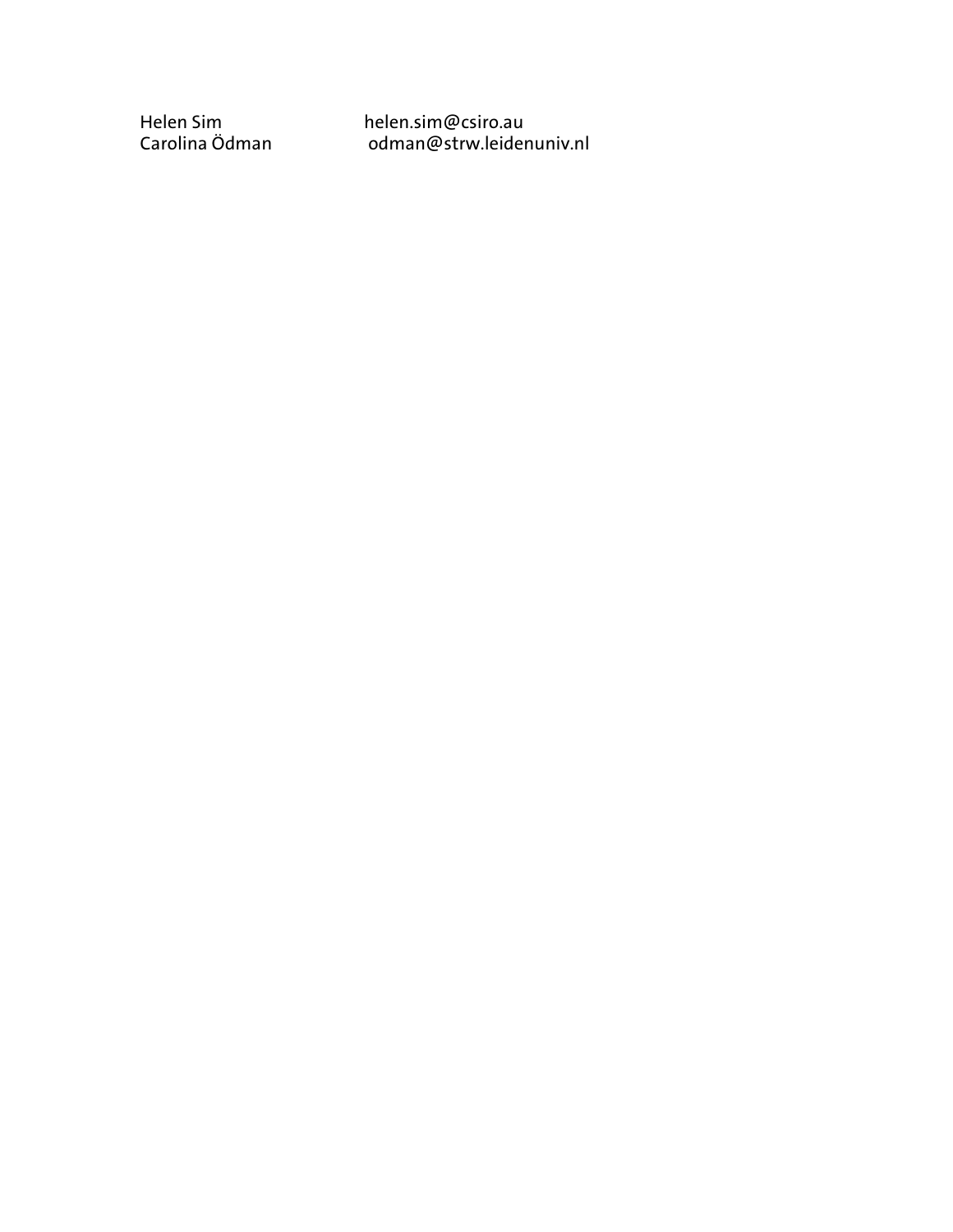| | |
| --- | --- |
| Helen Sim | helen.sim@csiro.au |
| Carolina Ödman | odman@strw.leidenuniv.nl |